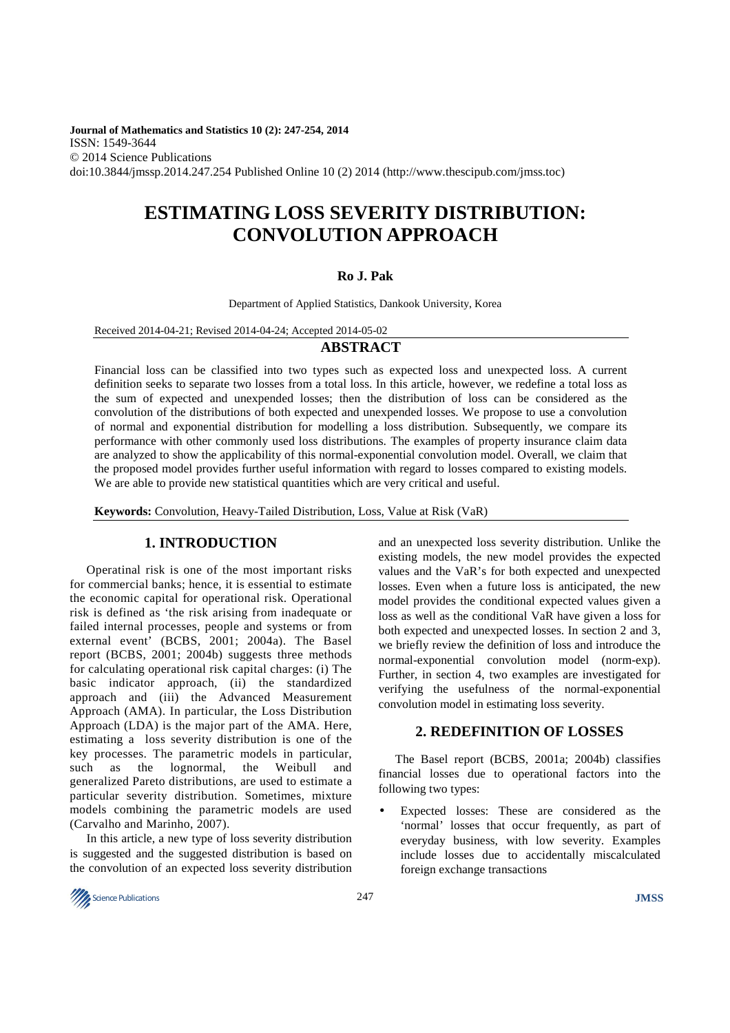Journal of Mathematics and Statistics 10 (2): 247-254, 2014
ISSN: 1549-3644
© 2014 Science Publications
doi:10.3844/jmssp.2014.247.254 Published Online 10 (2) 2014 (http://www.thescipub.com/jmss.toc)

# ESTIMATING LOSS SEVERITY DISTRIBUTION: CONVOLUTION APPROACH

**Ro J. Pak**

Department of Applied Statistics, Dankook University, Korea

Received 2014-04-21; Revised 2014-04-24; Accepted 2014-05-02

## ABSTRACT

Financial loss can be classified into two types such as expected loss and unexpected loss. A current definition seeks to separate two losses from a total loss. In this article, however, we redefine a total loss as the sum of expected and unexpended losses; then the distribution of loss can be considered as the convolution of the distributions of both expected and unexpended losses. We propose to use a convolution of normal and exponential distribution for modelling a loss distribution. Subsequently, we compare its performance with other commonly used loss distributions. The examples of property insurance claim data are analyzed to show the applicability of this normal-exponential convolution model. Overall, we claim that the proposed model provides further useful information with regard to losses compared to existing models. We are able to provide new statistical quantities which are very critical and useful.

**Keywords:** Convolution, Heavy-Tailed Distribution, Loss, Value at Risk (VaR)

## 1. INTRODUCTION

Operatinal risk is one of the most important risks for commercial banks; hence, it is essential to estimate the economic capital for operational risk. Operational risk is defined as 'the risk arising from inadequate or failed internal processes, people and systems or from external event' (BCBS, 2001; 2004a). The Basel report (BCBS, 2001; 2004b) suggests three methods for calculating operational risk capital charges: (i) The basic indicator approach, (ii) the standardized approach and (iii) the Advanced Measurement Approach (AMA). In particular, the Loss Distribution Approach (LDA) is the major part of the AMA. Here, estimating a loss severity distribution is one of the key processes. The parametric models in particular, such as the lognormal, the Weibull and generalized Pareto distributions, are used to estimate a particular severity distribution. Sometimes, mixture models combining the parametric models are used (Carvalho and Marinho, 2007).

In this article, a new type of loss severity distribution is suggested and the suggested distribution is based on the convolution of an expected loss severity distribution and an unexpected loss severity distribution. Unlike the existing models, the new model provides the expected values and the VaR's for both expected and unexpected losses. Even when a future loss is anticipated, the new model provides the conditional expected values given a loss as well as the conditional VaR have given a loss for both expected and unexpected losses. In section 2 and 3, we briefly review the definition of loss and introduce the normal-exponential convolution model (norm-exp). Further, in section 4, two examples are investigated for verifying the usefulness of the normal-exponential convolution model in estimating loss severity.

## 2. REDEFINITION OF LOSSES

The Basel report (BCBS, 2001a; 2004b) classifies financial losses due to operational factors into the following two types:

- Expected losses: These are considered as the 'normal' losses that occur frequently, as part of everyday business, with low severity. Examples include losses due to accidentally miscalculated foreign exchange transactions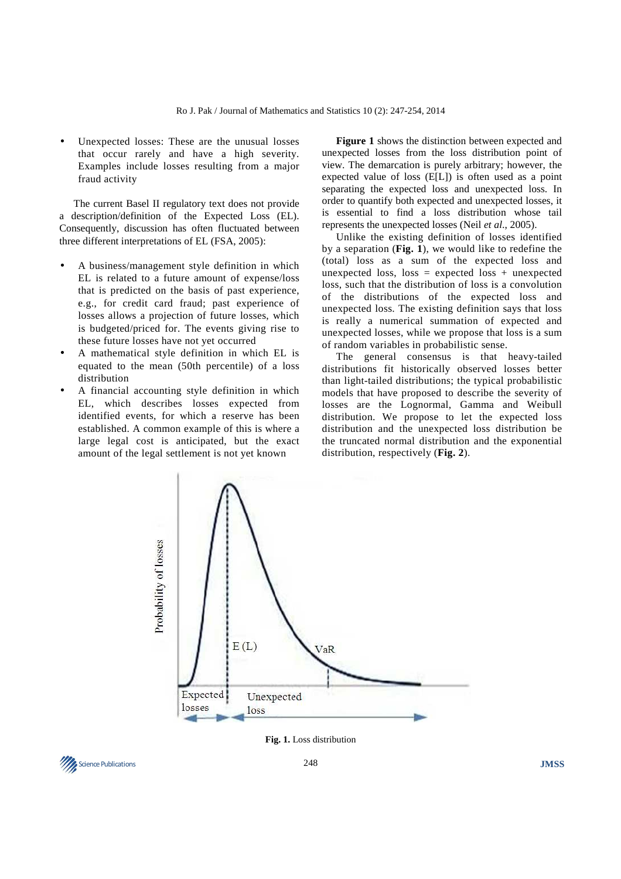- Unexpected losses: These are the unusual losses that occur rarely and have a high severity. Examples include losses resulting from a major fraud activity

The current Basel II regulatory text does not provide a description/definition of the Expected Loss (EL). Consequently, discussion has often fluctuated between three different interpretations of EL (FSA, 2005):

- A business/management style definition in which EL is related to a future amount of expense/loss that is predicted on the basis of past experience, e.g., for credit card fraud; past experience of losses allows a projection of future losses, which is budgeted/priced for. The events giving rise to these future losses have not yet occurred
- A mathematical style definition in which EL is equated to the mean (50th percentile) of a loss distribution
- A financial accounting style definition in which EL, which describes losses expected from identified events, for which a reserve has been established. A common example of this is where a large legal cost is anticipated, but the exact amount of the legal settlement is not yet known

**Figure 1** shows the distinction between expected and unexpected losses from the loss distribution point of view. The demarcation is purely arbitrary; however, the expected value of loss (E[L]) is often used as a point separating the expected loss and unexpected loss. In order to quantify both expected and unexpected losses, it is essential to find a loss distribution whose tail represents the unexpected losses (Neil *et al*., 2005).

Unlike the existing definition of losses identified by a separation (**Fig. 1**), we would like to redefine the (total) loss as a sum of the expected loss and unexpected loss, loss = expected loss + unexpected loss, such that the distribution of loss is a convolution of the distributions of the expected loss and unexpected loss. The existing definition says that loss is really a numerical summation of expected and unexpected losses, while we propose that loss is a sum of random variables in probabilistic sense.

The general consensus is that heavy-tailed distributions fit historically observed losses better than light-tailed distributions; the typical probabilistic models that have proposed to describe the severity of losses are the Lognormal, Gamma and Weibull distribution. We propose to let the expected loss distribution and the unexpected loss distribution be the truncated normal distribution and the exponential distribution, respectively (**Fig. 2**).

**Fig. 1.** Loss distribution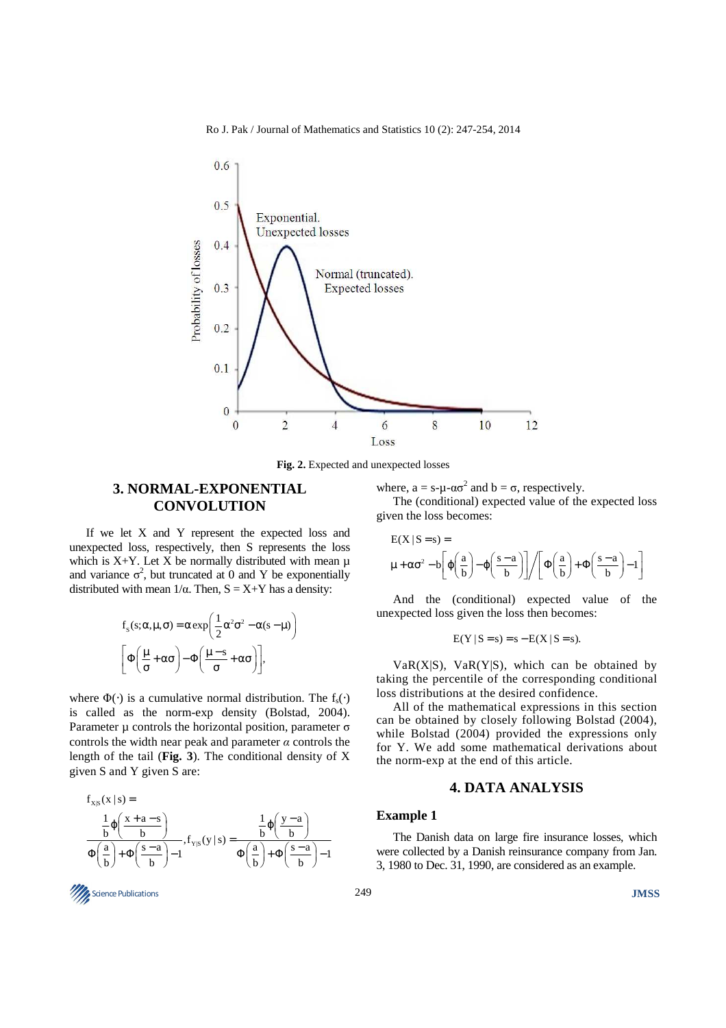Fig. 2. Expected and unexpected losses

## 3. NORMAL-EXPONENTIAL CONVOLUTION

If we let X and Y represent the expected loss and unexpected loss, respectively, then S represents the loss which is X+Y. Let X be normally distributed with mean μ and variance $\sigma^2$, but truncated at 0 and Y be exponentially distributed with mean $1/\alpha$. Then, $S = X+Y$ has a density:

$$f_s(s;\alpha,\mu,\sigma) = \alpha \exp\left(\frac{1}{2}\alpha^2\sigma^2 - \alpha(s-\mu)\right)$$
$$\left[\Phi\left(\frac{\mu}{\sigma}+\alpha\sigma\right) - \Phi\left(\frac{\mu-s}{\sigma}+\alpha\sigma\right)\right],$$

where $\Phi(\cdot)$ is a cumulative normal distribution. The $f_s(\cdot)$ is called as the norm-exp density (Bolstad, 2004). Parameter μ controls the horizontal position, parameter σ controls the width near peak and parameter *α* controls the length of the tail (**Fig. 3**). The conditional density of X given S and Y given S are:

$$f_{X|S}(x\,|\,s) = \frac{\frac{1}{b}\phi\left(\frac{x+a-s}{b}\right)}{\Phi\left(\frac{a}{b}\right)+\Phi\left(\frac{s-a}{b}\right)-1}, f_{Y|S}(y\,|\,s) = \frac{\frac{1}{b}\phi\left(\frac{y-a}{b}\right)}{\Phi\left(\frac{a}{b}\right)+\Phi\left(\frac{s-a}{b}\right)-1}$$

where, $a = s-\mu-\alpha\sigma^2$ and $b = \sigma$, respectively.

The (conditional) expected value of the expected loss given the loss becomes:

$$E(X\,|\,S=s) =$$
$$\mu+\alpha\sigma^2 - b\left[\phi\left(\frac{a}{b}\right)-\phi\left(\frac{s-a}{b}\right)\right]\Big/\left[\Phi\left(\frac{a}{b}\right)+\Phi\left(\frac{s-a}{b}\right)-1\right]$$

And the (conditional) expected value of the unexpected loss given the loss then becomes:

$$E(Y\,|\,S=s) = s - E(X\,|\,S=s).$$

VaR(X|S), VaR(Y|S), which can be obtained by taking the percentile of the corresponding conditional loss distributions at the desired confidence.

All of the mathematical expressions in this section can be obtained by closely following Bolstad (2004), while Bolstad (2004) provided the expressions only for Y. We add some mathematical derivations about the norm-exp at the end of this article.

## 4. DATA ANALYSIS

### Example 1

The Danish data on large fire insurance losses, which were collected by a Danish reinsurance company from Jan. 3, 1980 to Dec. 31, 1990, are considered as an example.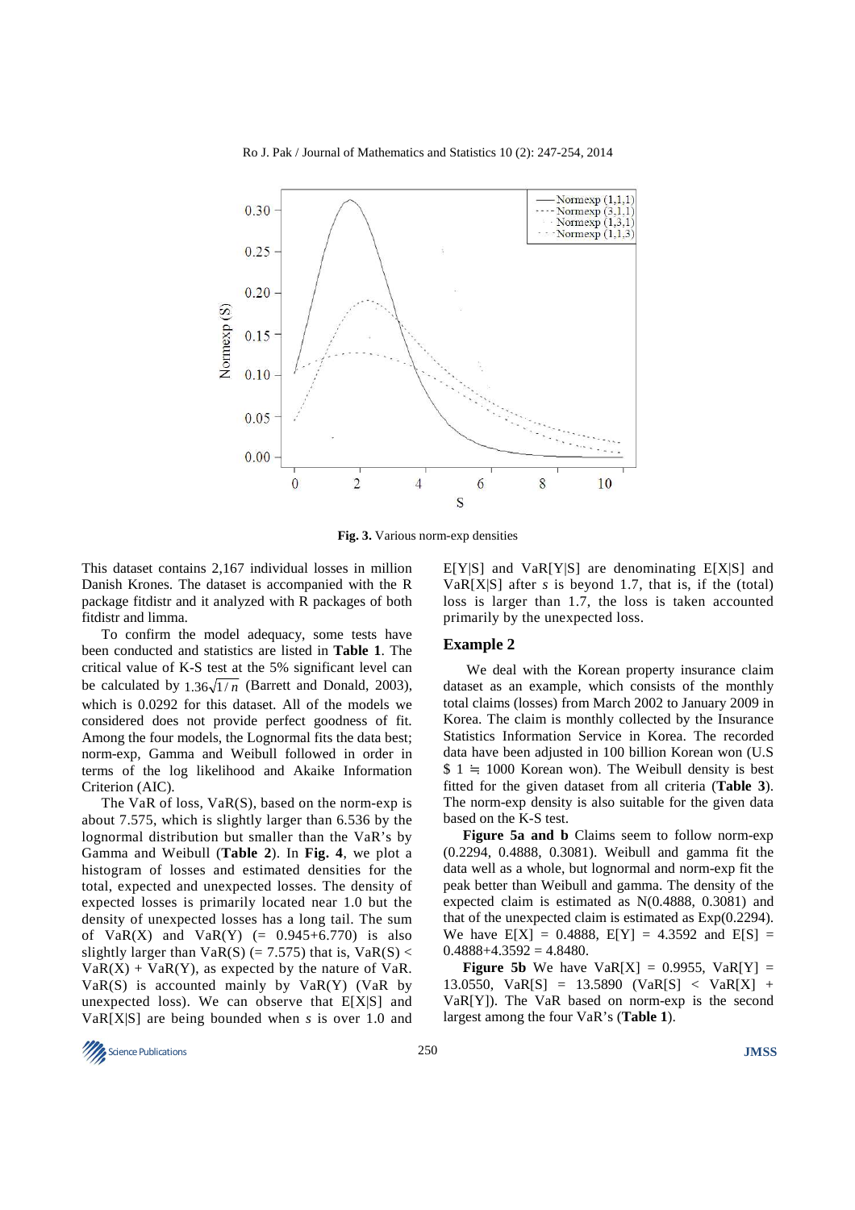Fig. 3. Various norm-exp densities

This dataset contains 2,167 individual losses in million Danish Krones. The dataset is accompanied with the R package fitdistr and it analyzed with R packages of both fitdistr and limma.

To confirm the model adequacy, some tests have been conducted and statistics are listed in **Table 1**. The critical value of K-S test at the 5% significant level can be calculated by $1.36\sqrt{1/n}$ (Barrett and Donald, 2003), which is 0.0292 for this dataset. All of the models we considered does not provide perfect goodness of fit. Among the four models, the Lognormal fits the data best; norm-exp, Gamma and Weibull followed in order in terms of the log likelihood and Akaike Information Criterion (AIC).

The VaR of loss, VaR(S), based on the norm-exp is about 7.575, which is slightly larger than 6.536 by the lognormal distribution but smaller than the VaR's by Gamma and Weibull (**Table 2**). In **Fig. 4**, we plot a histogram of losses and estimated densities for the total, expected and unexpected losses. The density of expected losses is primarily located near 1.0 but the density of unexpected losses has a long tail. The sum of VaR(X) and VaR(Y) (= 0.945+6.770) is also slightly larger than VaR(S) (= 7.575) that is, VaR(S) < VaR(X) + VaR(Y), as expected by the nature of VaR. VaR(S) is accounted mainly by VaR(Y) (VaR by unexpected loss). We can observe that E[X|S] and VaR[X|S] are being bounded when *s* is over 1.0 and E[Y|S] and VaR[Y|S] are denominating E[X|S] and VaR[X|S] after *s* is beyond 1.7, that is, if the (total) loss is larger than 1.7, the loss is taken accounted primarily by the unexpected loss.

## Example 2

We deal with the Korean property insurance claim dataset as an example, which consists of the monthly total claims (losses) from March 2002 to January 2009 in Korea. The claim is monthly collected by the Insurance Statistics Information Service in Korea. The recorded data have been adjusted in 100 billion Korean won (U.S $ 1 ≒ 1000 Korean won). The Weibull density is best fitted for the given dataset from all criteria (**Table 3**). The norm-exp density is also suitable for the given data based on the K-S test.

**Figure 5a and b** Claims seem to follow norm-exp (0.2294, 0.4888, 0.3081). Weibull and gamma fit the data well as a whole, but lognormal and norm-exp fit the peak better than Weibull and gamma. The density of the expected claim is estimated as N(0.4888, 0.3081) and that of the unexpected claim is estimated as Exp(0.2294). We have E[X] = 0.4888, E[Y] = 4.3592 and E[S] = 0.4888+4.3592 = 4.8480.

**Figure 5b** We have VaR[X] = 0.9955, VaR[Y] = 13.0550, VaR[S] = 13.5890 (VaR[S] < VaR[X] + VaR[Y]). The VaR based on norm-exp is the second largest among the four VaR's (**Table 1**).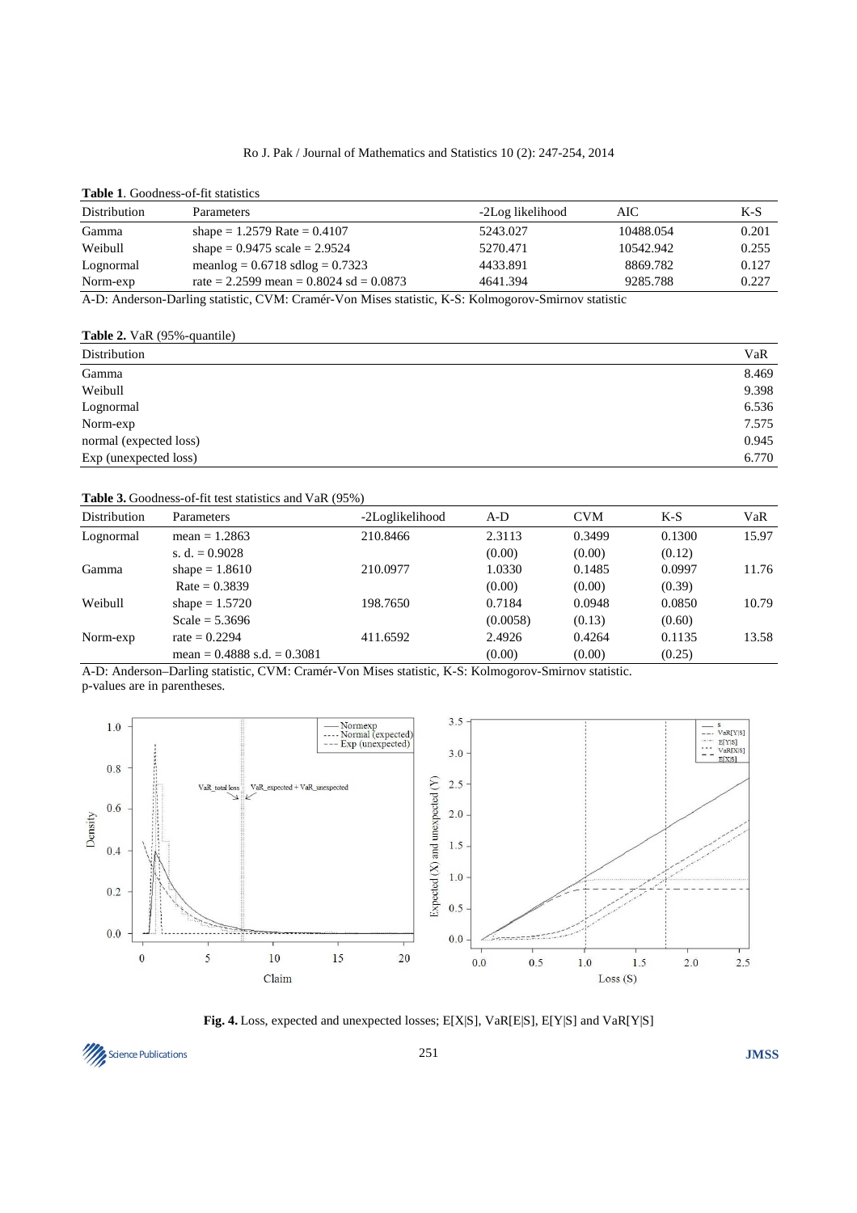**Table 1**. Goodness-of-fit statistics

| Distribution | Parameters | -2Log likelihood | AIC | K-S |
|---|---|---|---|---|
| Gamma | shape = 1.2579 Rate = 0.4107 | 5243.027 | 10488.054 | 0.201 |
| Weibull | shape = 0.9475 scale = 2.9524 | 5270.471 | 10542.942 | 0.255 |
| Lognormal | meanlog = 0.6718 sdlog = 0.7323 | 4433.891 | 8869.782 | 0.127 |
| Norm-exp | rate = 2.2599 mean = 0.8024 sd = 0.0873 | 4641.394 | 9285.788 | 0.227 |

A-D: Anderson-Darling statistic, CVM: Cramér-Von Mises statistic, K-S: Kolmogorov-Smirnov statistic

**Table 2.** VaR (95%-quantile)

| Distribution | VaR |
|---|---|
| Gamma | 8.469 |
| Weibull | 9.398 |
| Lognormal | 6.536 |
| Norm-exp | 7.575 |
| normal (expected loss) | 0.945 |
| Exp (unexpected loss) | 6.770 |

**Table 3.** Goodness-of-fit test statistics and VaR (95%)

| Distribution | Parameters | -2Loglikelihood | A-D | CVM | K-S | VaR |
|---|---|---|---|---|---|---|
| Lognormal | mean = 1.2863 | 210.8466 | 2.3113 | 0.3499 | 0.1300 | 15.97 |
| | s. d. = 0.9028 | | (0.00) | (0.00) | (0.12) | |
| Gamma | shape = 1.8610 | 210.0977 | 1.0330 | 0.1485 | 0.0997 | 11.76 |
| | Rate = 0.3839 | | (0.00) | (0.00) | (0.39) | |
| Weibull | shape = 1.5720 | 198.7650 | 0.7184 | 0.0948 | 0.0850 | 10.79 |
| | Scale = 5.3696 | | (0.0058) | (0.13) | (0.60) | |
| Norm-exp | rate = 0.2294 | 411.6592 | 2.4926 | 0.4264 | 0.1135 | 13.58 |
| | mean = 0.4888 s.d. = 0.3081 | | (0.00) | (0.00) | (0.25) | |

A-D: Anderson–Darling statistic, CVM: Cramér-Von Mises statistic, K-S: Kolmogorov-Smirnov statistic.
p-values are in parentheses.

**Fig. 4.** Loss, expected and unexpected losses; E[X|S], VaR[E|S], E[Y|S] and VaR[Y|S]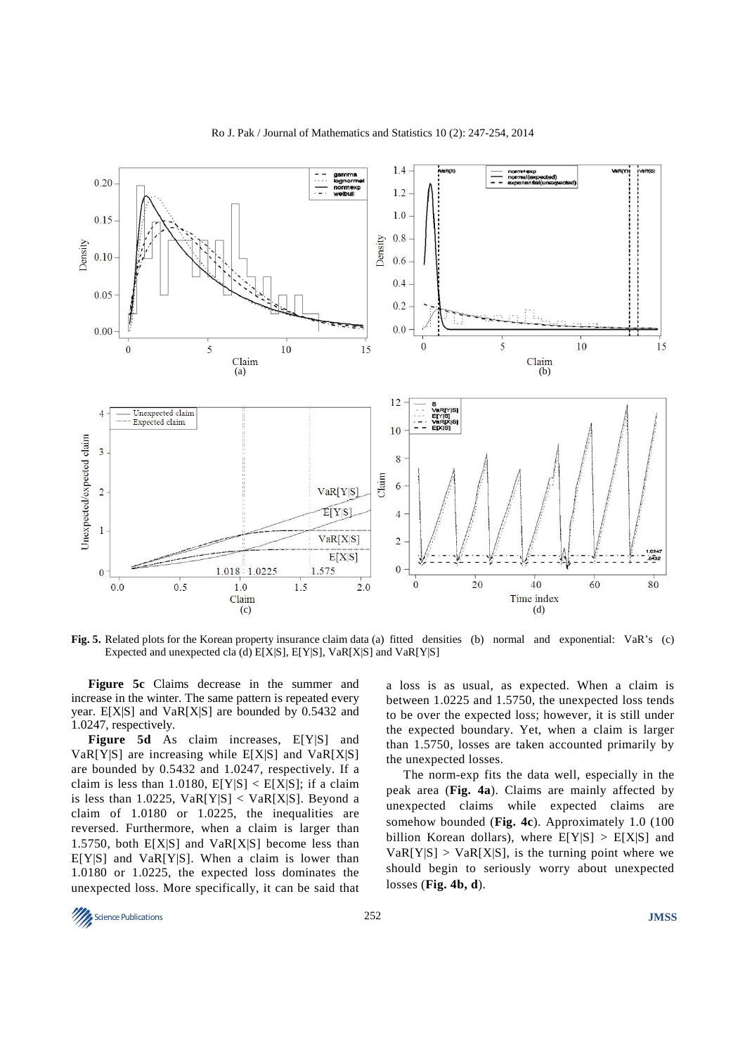**Fig. 5.** Related plots for the Korean property insurance claim data (a) fitted densities (b) normal and exponential: VaR's (c) Expected and unexpected cla (d) E[X|S], E[Y|S], VaR[X|S] and VaR[Y|S]

**Figure 5c** Claims decrease in the summer and increase in the winter. The same pattern is repeated every year. E[X|S] and VaR[X|S] are bounded by 0.5432 and 1.0247, respectively.

**Figure 5d** As claim increases, E[Y|S] and VaR[Y|S] are increasing while E[X|S] and VaR[X|S] are bounded by 0.5432 and 1.0247, respectively. If a claim is less than 1.0180, E[Y|S] < E[X|S]; if a claim is less than 1.0225, VaR[Y|S] < VaR[X|S]. Beyond a claim of 1.0180 or 1.0225, the inequalities are reversed. Furthermore, when a claim is larger than 1.5750, both E[X|S] and VaR[X|S] become less than E[Y|S] and VaR[Y|S]. When a claim is lower than 1.0180 or 1.0225, the expected loss dominates the unexpected loss. More specifically, it can be said that a loss is as usual, as expected. When a claim is between 1.0225 and 1.5750, the unexpected loss tends to be over the expected loss; however, it is still under the expected boundary. Yet, when a claim is larger than 1.5750, losses are taken accounted primarily by the unexpected losses.

The norm-exp fits the data well, especially in the peak area (**Fig. 4a**). Claims are mainly affected by unexpected claims while expected claims are somehow bounded (**Fig. 4c**). Approximately 1.0 (100 billion Korean dollars), where E[Y|S] > E[X|S] and VaR[Y|S] > VaR[X|S], is the turning point where we should begin to seriously worry about unexpected losses (**Fig. 4b, d**).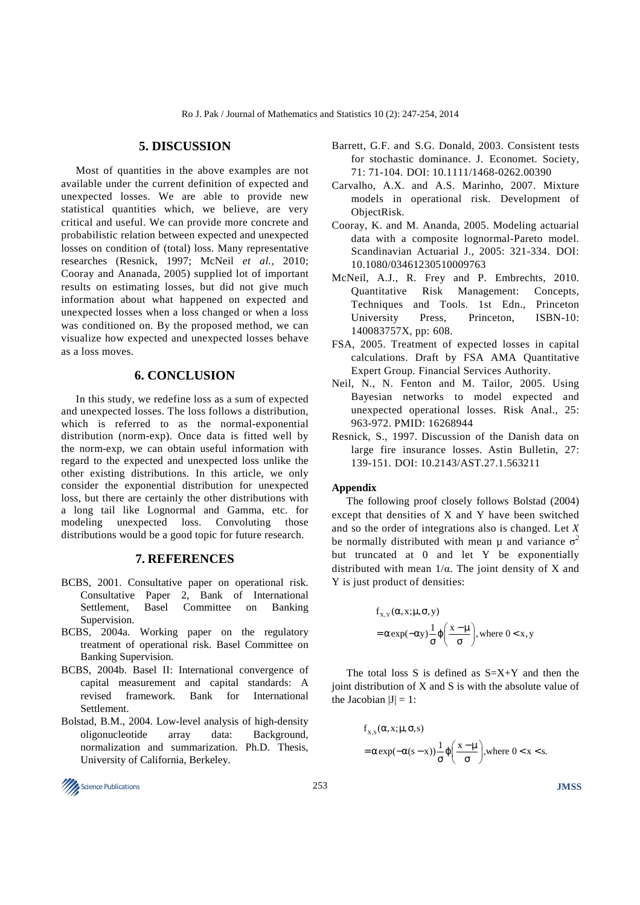## 5. DISCUSSION

Most of quantities in the above examples are not available under the current definition of expected and unexpected losses. We are able to provide new statistical quantities which, we believe, are very critical and useful. We can provide more concrete and probabilistic relation between expected and unexpected losses on condition of (total) loss. Many representative researches (Resnick, 1997; McNeil *et al.*, 2010; Cooray and Ananada, 2005) supplied lot of important results on estimating losses, but did not give much information about what happened on expected and unexpected losses when a loss changed or when a loss was conditioned on. By the proposed method, we can visualize how expected and unexpected losses behave as a loss moves.

## 6. CONCLUSION

In this study, we redefine loss as a sum of expected and unexpected losses. The loss follows a distribution, which is referred to as the normal-exponential distribution (norm-exp). Once data is fitted well by the norm-exp, we can obtain useful information with regard to the expected and unexpected loss unlike the other existing distributions. In this article, we only consider the exponential distribution for unexpected loss, but there are certainly the other distributions with a long tail like Lognormal and Gamma, etc. for modeling unexpected loss. Convoluting those distributions would be a good topic for future research.

## 7. REFERENCES

BCBS, 2001. Consultative paper on operational risk. Consultative Paper 2, Bank of International Settlement, Basel Committee on Banking Supervision.

BCBS, 2004a. Working paper on the regulatory treatment of operational risk. Basel Committee on Banking Supervision.

BCBS, 2004b. Basel II: International convergence of capital measurement and capital standards: A revised framework. Bank for International Settlement.

Bolstad, B.M., 2004. Low-level analysis of high-density oligonucleotide array data: Background, normalization and summarization. Ph.D. Thesis, University of California, Berkeley.

Barrett, G.F. and S.G. Donald, 2003. Consistent tests for stochastic dominance. J. Economet. Society, 71: 71-104. DOI: 10.1111/1468-0262.00390

Carvalho, A.X. and A.S. Marinho, 2007. Mixture models in operational risk. Development of ObjectRisk.

Cooray, K. and M. Ananda, 2005. Modeling actuarial data with a composite lognormal-Pareto model. Scandinavian Actuarial J., 2005: 321-334. DOI: 10.1080/03461230510009763

McNeil, A.J., R. Frey and P. Embrechts, 2010. Quantitative Risk Management: Concepts, Techniques and Tools. 1st Edn., Princeton University Press, Princeton, ISBN-10: 140083757X, pp: 608.

FSA, 2005. Treatment of expected losses in capital calculations. Draft by FSA AMA Quantitative Expert Group. Financial Services Authority.

Neil, N., N. Fenton and M. Tailor, 2005. Using Bayesian networks to model expected and unexpected operational losses. Risk Anal., 25: 963-972. PMID: 16268944

Resnick, S., 1997. Discussion of the Danish data on large fire insurance losses. Astin Bulletin, 27: 139-151. DOI: 10.2143/AST.27.1.563211

### Appendix

The following proof closely follows Bolstad (2004) except that densities of X and Y have been switched and so the order of integrations also is changed. Let *X* be normally distributed with mean μ and variance $\sigma^2$ but truncated at 0 and let Y be exponentially distributed with mean $1/\alpha$. The joint density of X and Y is just product of densities:

$$f_{X,Y}(\alpha, x; \mu, \sigma, y) = \alpha \exp(-\alpha y)\frac{1}{\sigma}\phi\left(\frac{x-\mu}{\sigma}\right), \text{where } 0 < x, y$$

The total loss S is defined as S=X+Y and then the joint distribution of X and S is with the absolute value of the Jacobian $|J| = 1$:

$$f_{X,S}(\alpha, x; \mu, \sigma, s) = \alpha \exp(-\alpha(s-x))\frac{1}{\sigma}\phi\left(\frac{x-\mu}{\sigma}\right), \text{where } 0 < x < s.$$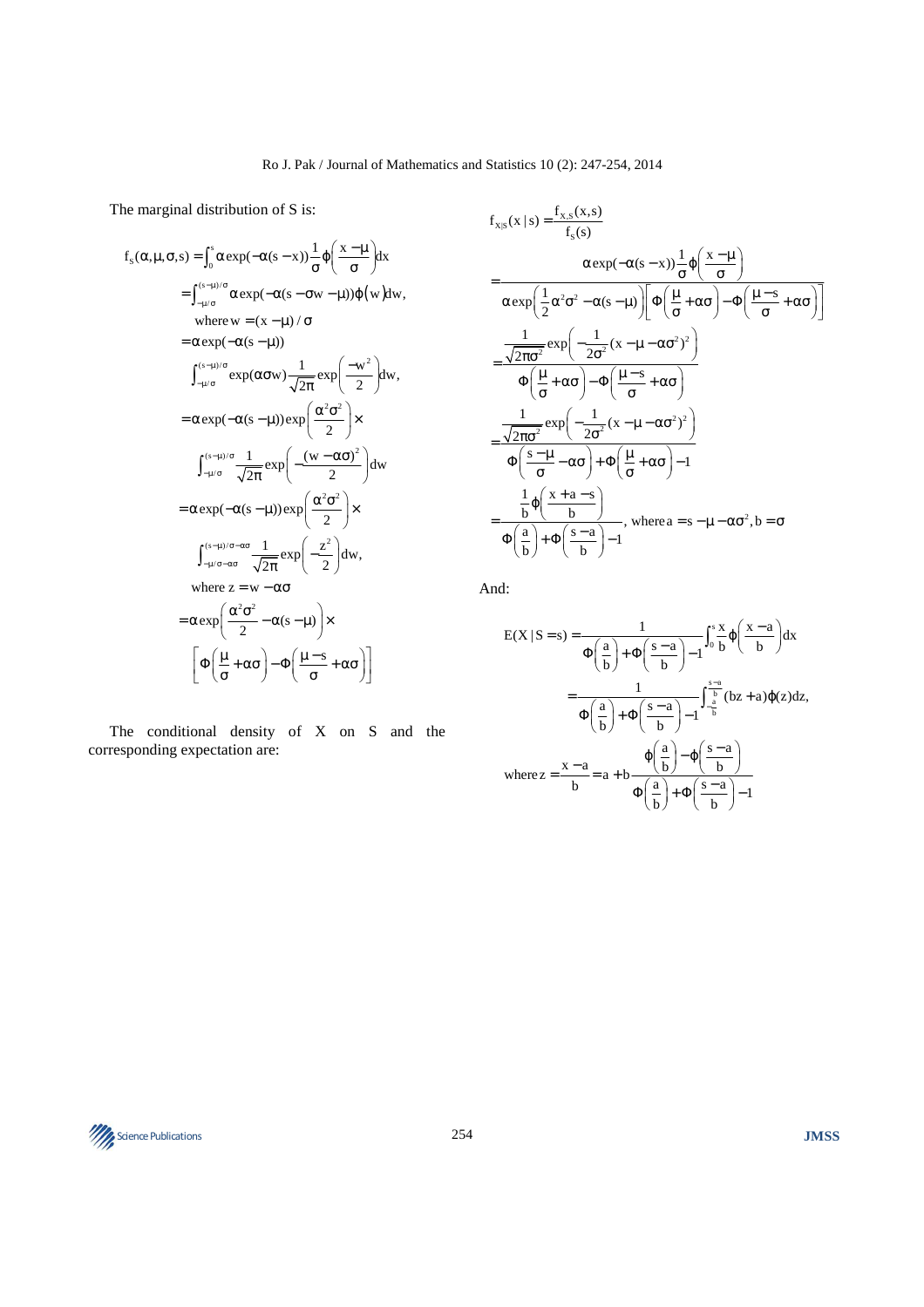The marginal distribution of S is:

$$
\begin{aligned}
f_S(\alpha,\mu,\sigma,s) &= \int_0^s \alpha \exp(-\alpha(s-x))\frac{1}{\sigma}\phi\left(\frac{x-\mu}{\sigma}\right)dx \\
&= \int_{-\mu/\sigma}^{(s-\mu)/\sigma} \alpha \exp(-\alpha(s-\sigma w-\mu))\phi(w)dw, \\
&\quad \text{where } w=(x-\mu)/\sigma \\
&= \alpha \exp(-\alpha(s-\mu)) \\
&\quad \int_{-\mu/\sigma}^{(s-\mu)/\sigma} \exp(\alpha\sigma w)\frac{1}{\sqrt{2\pi}}\exp\left(\frac{-w^2}{2}\right)dw, \\
&= \alpha \exp(-\alpha(s-\mu))\exp\left(\frac{\alpha^2\sigma^2}{2}\right)\times \\
&\quad \int_{-\mu/\sigma}^{(s-\mu)/\sigma} \frac{1}{\sqrt{2\pi}}\exp\left(-\frac{(w-\alpha\sigma)^2}{2}\right)dw \\
&= \alpha \exp(-\alpha(s-\mu))\exp\left(\frac{\alpha^2\sigma^2}{2}\right)\times \\
&\quad \int_{-\mu/\sigma-\alpha\sigma}^{(s-\mu)/\sigma-\alpha\sigma} \frac{1}{\sqrt{2\pi}}\exp\left(-\frac{z^2}{2}\right)dw, \\
&\quad \text{where } z=w-\alpha\sigma \\
&= \alpha \exp\left(\frac{\alpha^2\sigma^2}{2}-\alpha(s-\mu)\right)\times \\
&\quad \left[\Phi\left(\frac{\mu}{\sigma}+\alpha\sigma\right)-\Phi\left(\frac{\mu-s}{\sigma}+\alpha\sigma\right)\right]
\end{aligned}
$$

The conditional density of X on S and the corresponding expectation are:

$$
\begin{aligned}
f_{X|S}(x\mid s) &= \frac{f_{X,S}(x,s)}{f_S(s)} \\
&= \frac{\alpha\exp(-\alpha(s-x))\frac{1}{\sigma}\phi\left(\frac{x-\mu}{\sigma}\right)}{\alpha\exp\left(\frac{1}{2}\alpha^2\sigma^2-\alpha(s-\mu)\right)\left[\Phi\left(\frac{\mu}{\sigma}+\alpha\sigma\right)-\Phi\left(\frac{\mu-s}{\sigma}+\alpha\sigma\right)\right]} \\
&= \frac{\frac{1}{\sqrt{2\pi\sigma^2}}\exp\left(-\frac{1}{2\sigma^2}(x-\mu-\alpha\sigma^2)^2\right)}{\Phi\left(\frac{\mu}{\sigma}+\alpha\sigma\right)-\Phi\left(\frac{\mu-s}{\sigma}+\alpha\sigma\right)} \\
&= \frac{\frac{1}{\sqrt{2\pi\sigma^2}}\exp\left(-\frac{1}{2\sigma^2}(x-\mu-\alpha\sigma^2)^2\right)}{\Phi\left(\frac{s-\mu}{\sigma}-\alpha\sigma\right)+\Phi\left(\frac{\mu}{\sigma}+\alpha\sigma\right)-1} \\
&= \frac{\frac{1}{b}\phi\left(\frac{x+a-s}{b}\right)}{\Phi\left(\frac{a}{b}\right)+\Phi\left(\frac{s-a}{b}\right)-1}, \text{ where } a=s-\mu-\alpha\sigma^2, b=\sigma
\end{aligned}
$$

And:

$$
\begin{aligned}
E(X\mid S=s) &= \frac{1}{\Phi\left(\frac{a}{b}\right)+\Phi\left(\frac{s-a}{b}\right)-1}\int_0^s \frac{x}{b}\phi\left(\frac{x-a}{b}\right)dx \\
&= \frac{1}{\Phi\left(\frac{a}{b}\right)+\Phi\left(\frac{s-a}{b}\right)-1}\int_{-\frac{a}{b}}^{\frac{s-a}{b}} (bz+a)\phi(z)dz, \\
\text{where } z=\frac{x-a}{b} &= a+b\frac{\phi\left(\frac{a}{b}\right)-\phi\left(\frac{s-a}{b}\right)}{\Phi\left(\frac{a}{b}\right)+\Phi\left(\frac{s-a}{b}\right)-1}
\end{aligned}
$$